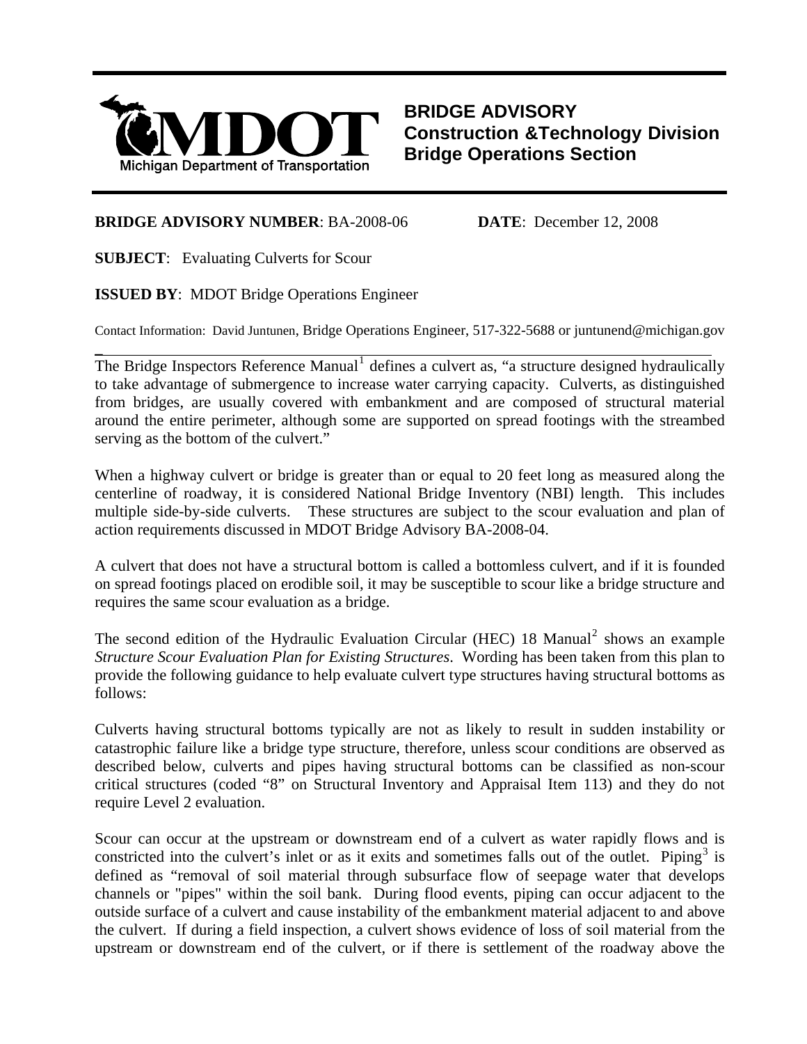MDOT
Michigan Department of Transportation

**BRIDGE ADVISORY**
**Construction &Technology Division**
**Bridge Operations Section**

**BRIDGE ADVISORY NUMBER**: BA-2008-06 **DATE**: December 12, 2008

**SUBJECT**: Evaluating Culverts for Scour

**ISSUED BY**: MDOT Bridge Operations Engineer

Contact Information: David Juntunen, Bridge Operations Engineer, 517-322-5688 or juntunend@michigan.gov

---

The Bridge Inspectors Reference Manual[1] defines a culvert as, "a structure designed hydraulically to take advantage of submergence to increase water carrying capacity. Culverts, as distinguished from bridges, are usually covered with embankment and are composed of structural material around the entire perimeter, although some are supported on spread footings with the streambed serving as the bottom of the culvert."

When a highway culvert or bridge is greater than or equal to 20 feet long as measured along the centerline of roadway, it is considered National Bridge Inventory (NBI) length. This includes multiple side-by-side culverts. These structures are subject to the scour evaluation and plan of action requirements discussed in MDOT Bridge Advisory BA-2008-04.

A culvert that does not have a structural bottom is called a bottomless culvert, and if it is founded on spread footings placed on erodible soil, it may be susceptible to scour like a bridge structure and requires the same scour evaluation as a bridge.

The second edition of the Hydraulic Evaluation Circular (HEC) 18 Manual[2] shows an example *Structure Scour Evaluation Plan for Existing Structures*. Wording has been taken from this plan to provide the following guidance to help evaluate culvert type structures having structural bottoms as follows:

Culverts having structural bottoms typically are not as likely to result in sudden instability or catastrophic failure like a bridge type structure, therefore, unless scour conditions are observed as described below, culverts and pipes having structural bottoms can be classified as non-scour critical structures (coded "8" on Structural Inventory and Appraisal Item 113) and they do not require Level 2 evaluation.

Scour can occur at the upstream or downstream end of a culvert as water rapidly flows and is constricted into the culvert's inlet or as it exits and sometimes falls out of the outlet. Piping[3] is defined as "removal of soil material through subsurface flow of seepage water that develops channels or "pipes" within the soil bank. During flood events, piping can occur adjacent to the outside surface of a culvert and cause instability of the embankment material adjacent to and above the culvert. If during a field inspection, a culvert shows evidence of loss of soil material from the upstream or downstream end of the culvert, or if there is settlement of the roadway above the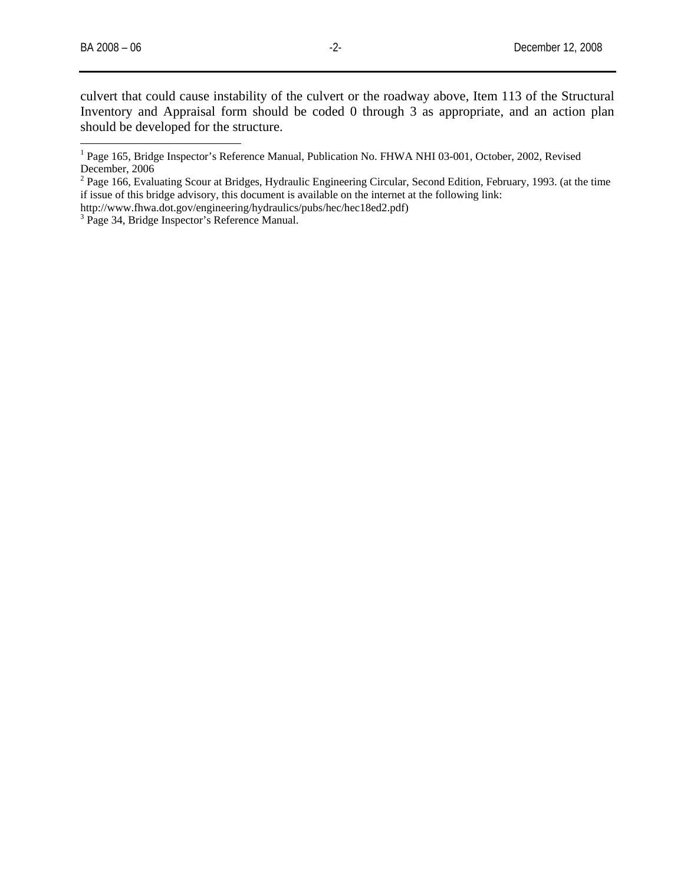culvert that could cause instability of the culvert or the roadway above, Item 113 of the Structural Inventory and Appraisal form should be coded 0 through 3 as appropriate, and an action plan should be developed for the structure.

---

[1] Page 165, Bridge Inspector's Reference Manual, Publication No. FHWA NHI 03-001, October, 2002, Revised December, 2006

[2] Page 166, Evaluating Scour at Bridges, Hydraulic Engineering Circular, Second Edition, February, 1993. (at the time if issue of this bridge advisory, this document is available on the internet at the following link: http://www.fhwa.dot.gov/engineering/hydraulics/pubs/hec/hec18ed2.pdf)

[3] Page 34, Bridge Inspector's Reference Manual.